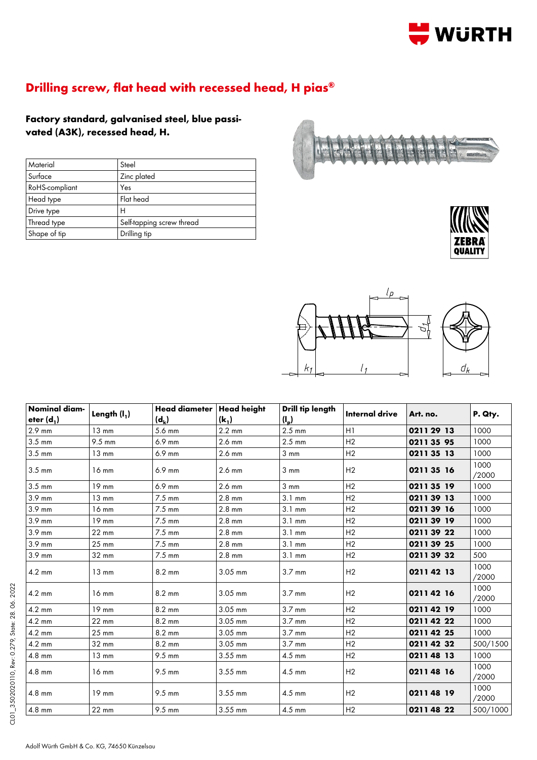# Drilling screw, flat head with recessed head, H pias®

**Factory standard, galvanised steel, blue passivated (A3K), recessed head, H.**

| Material | Steel |
|---|---|
| Surface | Zinc plated |
| RoHS-compliant | Yes |
| Head type | Flat head |
| Drive type | H |
| Thread type | Self-tapping screw thread |
| Shape of tip | Drilling tip |

| Nominal diameter ($d_1$) | Length ($l_1$) | Head diameter ($d_k$) | Head height ($k_1$) | Drill tip length ($l_p$) | Internal drive | Art. no. | P. Qty. |
|---|---|---|---|---|---|---|---|
| 2.9 mm | 13 mm | 5.6 mm | 2.2 mm | 2.5 mm | H1 | **0211 29 13** | 1000 |
| 3.5 mm | 9.5 mm | 6.9 mm | 2.6 mm | 2.5 mm | H2 | **0211 35 95** | 1000 |
| 3.5 mm | 13 mm | 6.9 mm | 2.6 mm | 3 mm | H2 | **0211 35 13** | 1000 |
| 3.5 mm | 16 mm | 6.9 mm | 2.6 mm | 3 mm | H2 | **0211 35 16** | 1000 /2000 |
| 3.5 mm | 19 mm | 6.9 mm | 2.6 mm | 3 mm | H2 | **0211 35 19** | 1000 |
| 3.9 mm | 13 mm | 7.5 mm | 2.8 mm | 3.1 mm | H2 | **0211 39 13** | 1000 |
| 3.9 mm | 16 mm | 7.5 mm | 2.8 mm | 3.1 mm | H2 | **0211 39 16** | 1000 |
| 3.9 mm | 19 mm | 7.5 mm | 2.8 mm | 3.1 mm | H2 | **0211 39 19** | 1000 |
| 3.9 mm | 22 mm | 7.5 mm | 2.8 mm | 3.1 mm | H2 | **0211 39 22** | 1000 |
| 3.9 mm | 25 mm | 7.5 mm | 2.8 mm | 3.1 mm | H2 | **0211 39 25** | 1000 |
| 3.9 mm | 32 mm | 7.5 mm | 2.8 mm | 3.1 mm | H2 | **0211 39 32** | 500 |
| 4.2 mm | 13 mm | 8.2 mm | 3.05 mm | 3.7 mm | H2 | **0211 42 13** | 1000 /2000 |
| 4.2 mm | 16 mm | 8.2 mm | 3.05 mm | 3.7 mm | H2 | **0211 42 16** | 1000 /2000 |
| 4.2 mm | 19 mm | 8.2 mm | 3.05 mm | 3.7 mm | H2 | **0211 42 19** | 1000 |
| 4.2 mm | 22 mm | 8.2 mm | 3.05 mm | 3.7 mm | H2 | **0211 42 22** | 1000 |
| 4.2 mm | 25 mm | 8.2 mm | 3.05 mm | 3.7 mm | H2 | **0211 42 25** | 1000 |
| 4.2 mm | 32 mm | 8.2 mm | 3.05 mm | 3.7 mm | H2 | **0211 42 32** | 500/1500 |
| 4.8 mm | 13 mm | 9.5 mm | 3.55 mm | 4.5 mm | H2 | **0211 48 13** | 1000 |
| 4.8 mm | 16 mm | 9.5 mm | 3.55 mm | 4.5 mm | H2 | **0211 48 16** | 1000 /2000 |
| 4.8 mm | 19 mm | 9.5 mm | 3.55 mm | 4.5 mm | H2 | **0211 48 19** | 1000 /2000 |
| 4.8 mm | 22 mm | 9.5 mm | 3.55 mm | 4.5 mm | H2 | **0211 48 22** | 500/1000 |

CL01_3502020110, Rev: 0.279, State: 28. 06. 2022

Adolf Würth GmbH & Co. KG, 74650 Künzelsau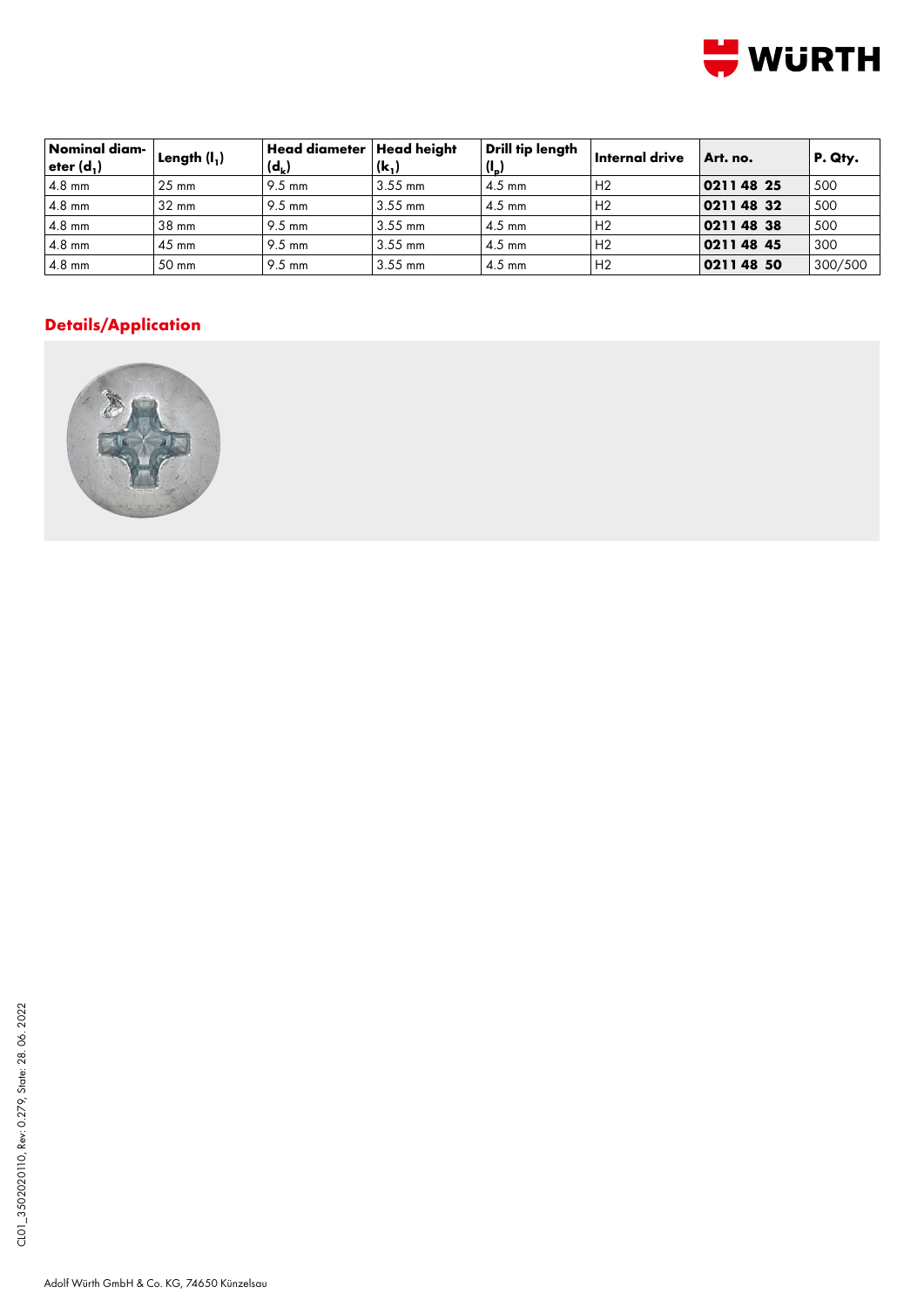| Nominal diameter ($d_1$) | Length ($l_1$) | Head diameter ($d_k$) | Head height ($k_1$) | Drill tip length ($l_p$) | Internal drive | Art. no. | P. Qty. |
|---|---|---|---|---|---|---|---|
| 4.8 mm | 25 mm | 9.5 mm | 3.55 mm | 4.5 mm | H2 | **0211 48 25** | 500 |
| 4.8 mm | 32 mm | 9.5 mm | 3.55 mm | 4.5 mm | H2 | **0211 48 32** | 500 |
| 4.8 mm | 38 mm | 9.5 mm | 3.55 mm | 4.5 mm | H2 | **0211 48 38** | 500 |
| 4.8 mm | 45 mm | 9.5 mm | 3.55 mm | 4.5 mm | H2 | **0211 48 45** | 300 |
| 4.8 mm | 50 mm | 9.5 mm | 3.55 mm | 4.5 mm | H2 | **0211 48 50** | 300/500 |

## Details/Application

CL01_3502020110, Rev: 0.279, State: 28. 06. 2022

Adolf Würth GmbH & Co. KG, 74650 Künzelsau